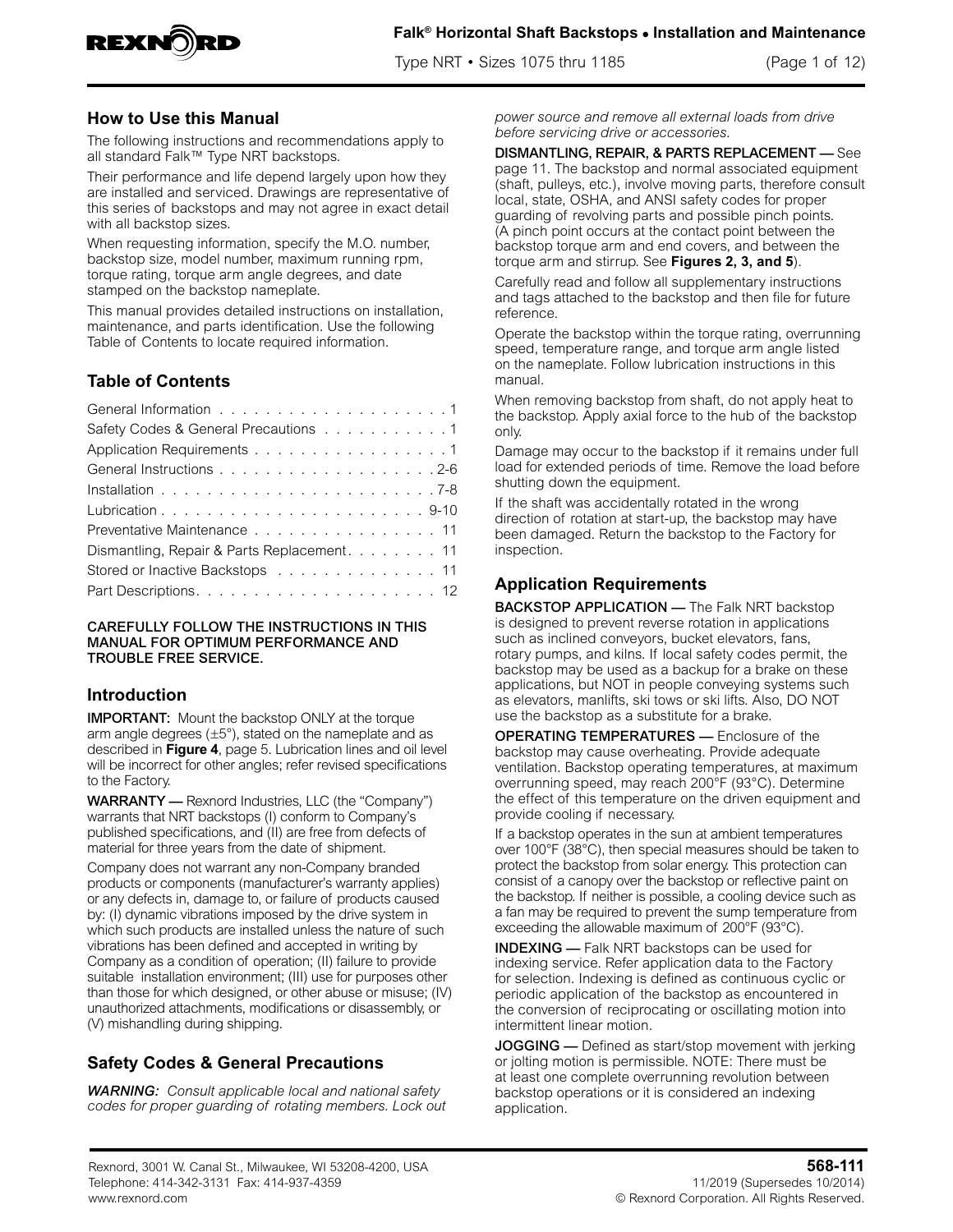## How to Use this Manual

The following instructions and recommendations apply to all standard Falk™ Type NRT backstops.

Their performance and life depend largely upon how they are installed and serviced. Drawings are representative of this series of backstops and may not agree in exact detail with all backstop sizes.

When requesting information, specify the M.O. number, backstop size, model number, maximum running rpm, torque rating, torque arm angle degrees, and date stamped on the backstop nameplate.

This manual provides detailed instructions on installation, maintenance, and parts identification. Use the following Table of Contents to locate required information.

## Table of Contents

| | |
|---|---|
| General Information | 1 |
| Safety Codes & General Precautions | 1 |
| Application Requirements | 1 |
| General Instructions | 2-6 |
| Installation | 7-8 |
| Lubrication | 9-10 |
| Preventative Maintenance | 11 |
| Dismantling, Repair & Parts Replacement | 11 |
| Stored or Inactive Backstops | 11 |
| Part Descriptions | 12 |

CAREFULLY FOLLOW THE INSTRUCTIONS IN THIS MANUAL FOR OPTIMUM PERFORMANCE AND TROUBLE FREE SERVICE.

## Introduction

**IMPORTANT:** Mount the backstop ONLY at the torque arm angle degrees (±5°), stated on the nameplate and as described in **Figure 4**, page 5. Lubrication lines and oil level will be incorrect for other angles; refer revised specifications to the Factory.

**WARRANTY —** Rexnord Industries, LLC (the "Company") warrants that NRT backstops (I) conform to Company's published specifications, and (II) are free from defects of material for three years from the date of shipment.

Company does not warrant any non-Company branded products or components (manufacturer's warranty applies) or any defects in, damage to, or failure of products caused by: (I) dynamic vibrations imposed by the drive system in which such products are installed unless the nature of such vibrations has been defined and accepted in writing by Company as a condition of operation; (II) failure to provide suitable installation environment; (III) use for purposes other than those for which designed, or other abuse or misuse; (IV) unauthorized attachments, modifications or disassembly, or (V) mishandling during shipping.

## Safety Codes & General Precautions

***WARNING:*** *Consult applicable local and national safety codes for proper guarding of rotating members. Lock out power source and remove all external loads from drive before servicing drive or accessories.*

**DISMANTLING, REPAIR, & PARTS REPLACEMENT —** See page 11. The backstop and normal associated equipment (shaft, pulleys, etc.), involve moving parts, therefore consult local, state, OSHA, and ANSI safety codes for proper guarding of revolving parts and possible pinch points. (A pinch point occurs at the contact point between the backstop torque arm and end covers, and between the torque arm and stirrup. See **Figures 2, 3, and 5**).

Carefully read and follow all supplementary instructions and tags attached to the backstop and then file for future reference.

Operate the backstop within the torque rating, overrunning speed, temperature range, and torque arm angle listed on the nameplate. Follow lubrication instructions in this manual.

When removing backstop from shaft, do not apply heat to the backstop. Apply axial force to the hub of the backstop only.

Damage may occur to the backstop if it remains under full load for extended periods of time. Remove the load before shutting down the equipment.

If the shaft was accidentally rotated in the wrong direction of rotation at start-up, the backstop may have been damaged. Return the backstop to the Factory for inspection.

## Application Requirements

**BACKSTOP APPLICATION —** The Falk NRT backstop is designed to prevent reverse rotation in applications such as inclined conveyors, bucket elevators, fans, rotary pumps, and kilns. If local safety codes permit, the backstop may be used as a backup for a brake on these applications, but NOT in people conveying systems such as elevators, manlifts, ski tows or ski lifts. Also, DO NOT use the backstop as a substitute for a brake.

**OPERATING TEMPERATURES —** Enclosure of the backstop may cause overheating. Provide adequate ventilation. Backstop operating temperatures, at maximum overrunning speed, may reach 200°F (93°C). Determine the effect of this temperature on the driven equipment and provide cooling if necessary.

If a backstop operates in the sun at ambient temperatures over 100°F (38°C), then special measures should be taken to protect the backstop from solar energy. This protection can consist of a canopy over the backstop or reflective paint on the backstop. If neither is possible, a cooling device such as a fan may be required to prevent the sump temperature from exceeding the allowable maximum of 200°F (93°C).

**INDEXING —** Falk NRT backstops can be used for indexing service. Refer application data to the Factory for selection. Indexing is defined as continuous cyclic or periodic application of the backstop as encountered in the conversion of reciprocating or oscillating motion into intermittent linear motion.

**JOGGING —** Defined as start/stop movement with jerking or jolting motion is permissible. NOTE: There must be at least one complete overrunning revolution between backstop operations or it is considered an indexing application.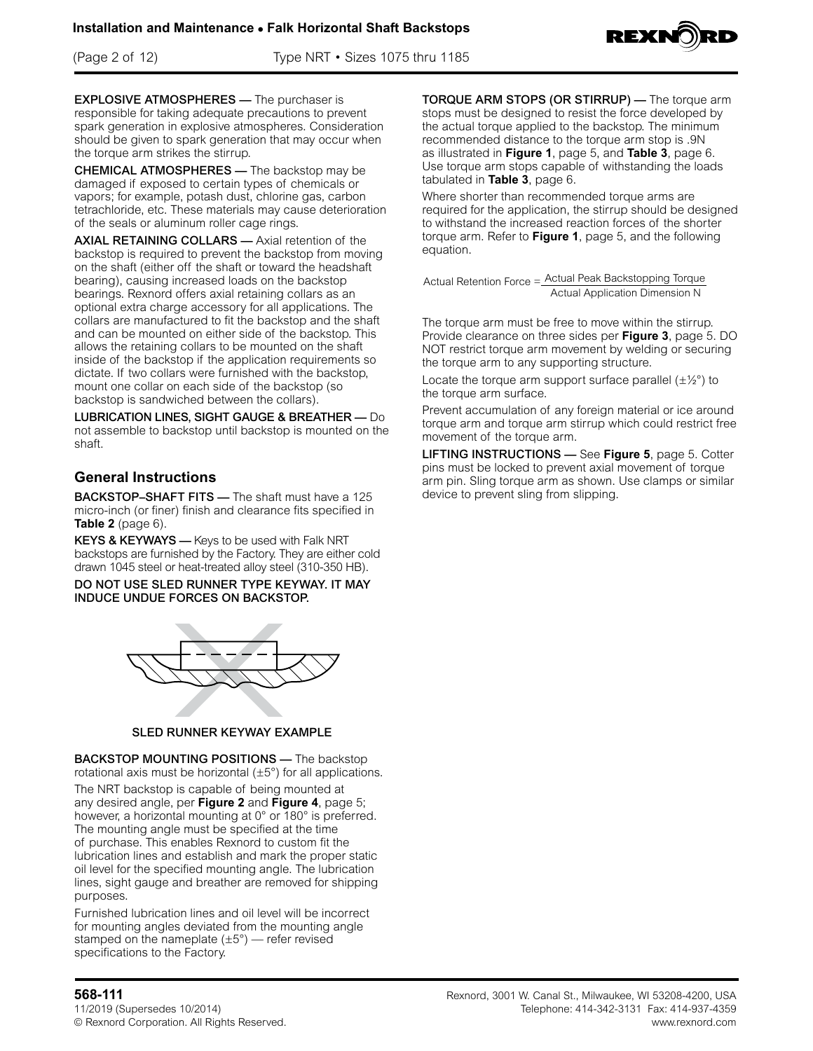**EXPLOSIVE ATMOSPHERES —** The purchaser is responsible for taking adequate precautions to prevent spark generation in explosive atmospheres. Consideration should be given to spark generation that may occur when the torque arm strikes the stirrup.

**CHEMICAL ATMOSPHERES —** The backstop may be damaged if exposed to certain types of chemicals or vapors; for example, potash dust, chlorine gas, carbon tetrachloride, etc. These materials may cause deterioration of the seals or aluminum roller cage rings.

**AXIAL RETAINING COLLARS —** Axial retention of the backstop is required to prevent the backstop from moving on the shaft (either off the shaft or toward the headshaft bearing), causing increased loads on the backstop bearings. Rexnord offers axial retaining collars as an optional extra charge accessory for all applications. The collars are manufactured to fit the backstop and the shaft and can be mounted on either side of the backstop. This allows the retaining collars to be mounted on the shaft inside of the backstop if the application requirements so dictate. If two collars were furnished with the backstop, mount one collar on each side of the backstop (so backstop is sandwiched between the collars).

**LUBRICATION LINES, SIGHT GAUGE & BREATHER —** Do not assemble to backstop until backstop is mounted on the shaft.

## General Instructions

**BACKSTOP–SHAFT FITS —** The shaft must have a 125 micro-inch (or finer) finish and clearance fits specified in **Table 2** (page 6).

**KEYS & KEYWAYS —** Keys to be used with Falk NRT backstops are furnished by the Factory. They are either cold drawn 1045 steel or heat-treated alloy steel (310-350 HB).

**DO NOT USE SLED RUNNER TYPE KEYWAY. IT MAY INDUCE UNDUE FORCES ON BACKSTOP.**

SLED RUNNER KEYWAY EXAMPLE

**BACKSTOP MOUNTING POSITIONS —** The backstop rotational axis must be horizontal (±5°) for all applications.

The NRT backstop is capable of being mounted at any desired angle, per **Figure 2** and **Figure 4**, page 5; however, a horizontal mounting at 0° or 180° is preferred. The mounting angle must be specified at the time of purchase. This enables Rexnord to custom fit the lubrication lines and establish and mark the proper static oil level for the specified mounting angle. The lubrication lines, sight gauge and breather are removed for shipping purposes.

Furnished lubrication lines and oil level will be incorrect for mounting angles deviated from the mounting angle stamped on the nameplate (±5°) — refer revised specifications to the Factory.

**TORQUE ARM STOPS (OR STIRRUP) —** The torque arm stops must be designed to resist the force developed by the actual torque applied to the backstop. The minimum recommended distance to the torque arm stop is .9N as illustrated in **Figure 1**, page 5, and **Table 3**, page 6. Use torque arm stops capable of withstanding the loads tabulated in **Table 3**, page 6.

Where shorter than recommended torque arms are required for the application, the stirrup should be designed to withstand the increased reaction forces of the shorter torque arm. Refer to **Figure 1**, page 5, and the following equation.

$$\text{Actual Retention Force} = \frac{\text{Actual Peak Backstopping Torque}}{\text{Actual Application Dimension N}}$$

The torque arm must be free to move within the stirrup. Provide clearance on three sides per **Figure 3**, page 5. DO NOT restrict torque arm movement by welding or securing the torque arm to any supporting structure.

Locate the torque arm support surface parallel (±½°) to the torque arm surface.

Prevent accumulation of any foreign material or ice around torque arm and torque arm stirrup which could restrict free movement of the torque arm.

**LIFTING INSTRUCTIONS —** See **Figure 5**, page 5. Cotter pins must be locked to prevent axial movement of torque arm pin. Sling torque arm as shown. Use clamps or similar device to prevent sling from slipping.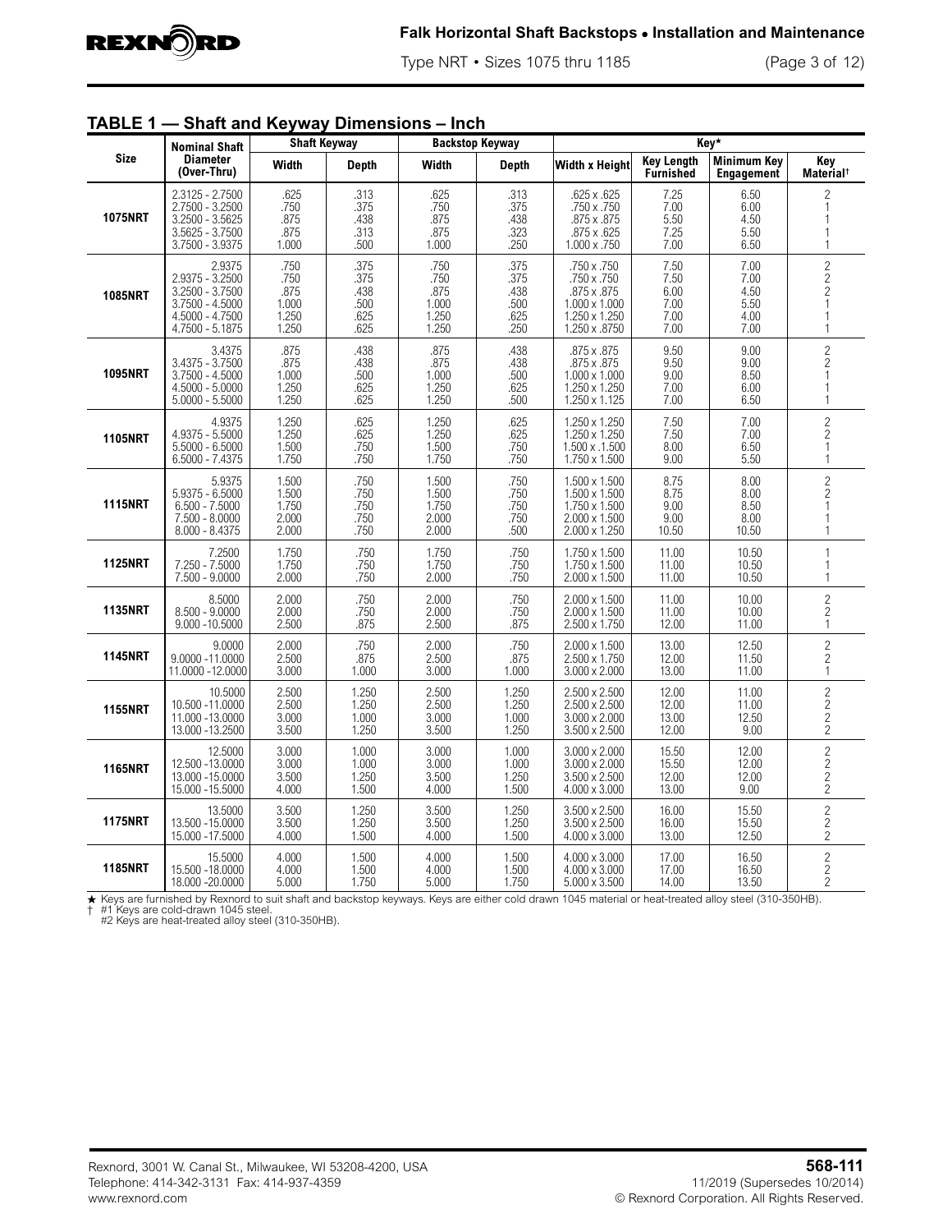## TABLE 1 — Shaft and Keyway Dimensions – Inch

| Size | Nominal Shaft Diameter (Over-Thru) | Shaft Keyway | | Backstop Keyway | | Key★ | | | |
|---|---|---|---|---|---|---|---|---|---|
| | | Width | Depth | Width | Depth | Width x Height | Key Length Furnished | Minimum Key Engagement | Key Material† |
| **1075NRT** | 2.3125 - 2.7500 | .625 | .313 | .625 | .313 | .625 x .625 | 7.25 | 6.50 | 2 |
| | 2.7500 - 3.2500 | .750 | .375 | .750 | .375 | .750 x .750 | 7.00 | 6.00 | 1 |
| | 3.2500 - 3.5625 | .875 | .438 | .875 | .438 | .875 x .875 | 5.50 | 4.50 | 1 |
| | 3.5625 - 3.7500 | .875 | .313 | .875 | .323 | .875 x .625 | 7.25 | 5.50 | 1 |
| | 3.7500 - 3.9375 | 1.000 | .500 | 1.000 | .250 | 1.000 x .750 | 7.00 | 6.50 | 1 |
| **1085NRT** | 2.9375 | .750 | .375 | .750 | .375 | .750 x .750 | 7.50 | 7.00 | 2 |
| | 2.9375 - 3.2500 | .750 | .375 | .750 | .375 | .750 x .750 | 7.50 | 7.00 | 2 |
| | 3.2500 - 3.7500 | .875 | .438 | .875 | .438 | .875 x .875 | 6.00 | 4.50 | 2 |
| | 3.7500 - 4.5000 | 1.000 | .500 | 1.000 | .500 | 1.000 x 1.000 | 7.00 | 5.50 | 1 |
| | 4.5000 - 4.7500 | 1.250 | .625 | 1.250 | .625 | 1.250 x 1.250 | 7.00 | 4.00 | 1 |
| | 4.7500 - 5.1875 | 1.250 | .625 | 1.250 | .250 | 1.250 x .8750 | 7.00 | 7.00 | 1 |
| **1095NRT** | 3.4375 | .875 | .438 | .875 | .438 | .875 x .875 | 9.50 | 9.00 | 2 |
| | 3.4375 - 3.7500 | .875 | .438 | .875 | .438 | .875 x .875 | 9.50 | 9.00 | 2 |
| | 3.7500 - 4.5000 | 1.000 | .500 | 1.000 | .500 | 1.000 x 1.000 | 9.00 | 8.50 | 1 |
| | 4.5000 - 5.0000 | 1.250 | .625 | 1.250 | .625 | 1.250 x 1.250 | 7.00 | 6.00 | 1 |
| | 5.0000 - 5.5000 | 1.250 | .625 | 1.250 | .500 | 1.250 x 1.125 | 7.00 | 6.50 | 1 |
| **1105NRT** | 4.9375 | 1.250 | .625 | 1.250 | .625 | 1.250 x 1.250 | 7.50 | 7.00 | 2 |
| | 4.9375 - 5.5000 | 1.250 | .625 | 1.250 | .625 | 1.250 x 1.250 | 7.50 | 7.00 | 2 |
| | 5.5000 - 6.5000 | 1.500 | .750 | 1.500 | .750 | 1.500 x .1.500 | 8.00 | 6.50 | 1 |
| | 6.5000 - 7.4375 | 1.750 | .750 | 1.750 | .750 | 1.750 x 1.500 | 9.00 | 5.50 | 1 |
| **1115NRT** | 5.9375 | 1.500 | .750 | 1.500 | .750 | 1.500 x 1.500 | 8.75 | 8.00 | 2 |
| | 5.9375 - 6.5000 | 1.500 | .750 | 1.500 | .750 | 1.500 x 1.500 | 8.75 | 8.00 | 2 |
| | 6.500 - 7.5000 | 1.750 | .750 | 1.750 | .750 | 1.750 x 1.500 | 9.00 | 8.50 | 1 |
| | 7.500 - 8.0000 | 2.000 | .750 | 2.000 | .750 | 2.000 x 1.500 | 9.00 | 8.00 | 1 |
| | 8.000 - 8.4375 | 2.000 | .750 | 2.000 | .500 | 2.000 x 1.250 | 10.50 | 10.50 | 1 |
| **1125NRT** | 7.2500 | 1.750 | .750 | 1.750 | .750 | 1.750 x 1.500 | 11.00 | 10.50 | 1 |
| | 7.250 - 7.5000 | 1.750 | .750 | 1.750 | .750 | 1.750 x 1.500 | 11.00 | 10.50 | 1 |
| | 7.500 - 9.0000 | 2.000 | .750 | 2.000 | .750 | 2.000 x 1.500 | 11.00 | 10.50 | 1 |
| **1135NRT** | 8.5000 | 2.000 | .750 | 2.000 | .750 | 2.000 x 1.500 | 11.00 | 10.00 | 2 |
| | 8.500 - 9.0000 | 2.000 | .750 | 2.000 | .750 | 2.000 x 1.500 | 11.00 | 10.00 | 2 |
| | 9.000 -10.5000 | 2.500 | .875 | 2.500 | .875 | 2.500 x 1.750 | 12.00 | 11.00 | 1 |
| **1145NRT** | 9.0000 | 2.000 | .750 | 2.000 | .750 | 2.000 x 1.500 | 13.00 | 12.50 | 2 |
| | 9.0000 -11.0000 | 2.500 | .875 | 2.500 | .875 | 2.500 x 1.750 | 12.00 | 11.50 | 2 |
| | 11.0000 -12.0000 | 3.000 | 1.000 | 3.000 | 1.000 | 3.000 x 2.000 | 13.00 | 11.00 | 1 |
| **1155NRT** | 10.5000 | 2.500 | 1.250 | 2.500 | 1.250 | 2.500 x 2.500 | 12.00 | 11.00 | 2 |
| | 10.500 -11.0000 | 2.500 | 1.250 | 2.500 | 1.250 | 2.500 x 2.500 | 12.00 | 11.00 | 2 |
| | 11.000 -13.0000 | 3.000 | 1.000 | 3.000 | 1.000 | 3.000 x 2.000 | 13.00 | 12.50 | 2 |
| | 13.000 -13.2500 | 3.500 | 1.250 | 3.500 | 1.250 | 3.500 x 2.500 | 12.00 | 9.00 | 2 |
| **1165NRT** | 12.5000 | 3.000 | 1.000 | 3.000 | 1.000 | 3.000 x 2.000 | 15.50 | 12.00 | 2 |
| | 12.500 -13.0000 | 3.000 | 1.000 | 3.000 | 1.000 | 3.000 x 2.000 | 15.50 | 12.00 | 2 |
| | 13.000 -15.0000 | 3.500 | 1.250 | 3.500 | 1.250 | 3.500 x 2.500 | 12.00 | 12.00 | 2 |
| | 15.000 -15.5000 | 4.000 | 1.500 | 4.000 | 1.500 | 4.000 x 3.000 | 13.00 | 9.00 | 2 |
| **1175NRT** | 13.5000 | 3.500 | 1.250 | 3.500 | 1.250 | 3.500 x 2.500 | 16.00 | 15.50 | 2 |
| | 13.500 -15.0000 | 3.500 | 1.250 | 3.500 | 1.250 | 3.500 x 2.500 | 16.00 | 15.50 | 2 |
| | 15.000 -17.5000 | 4.000 | 1.500 | 4.000 | 1.500 | 4.000 x 3.000 | 13.00 | 12.50 | 2 |
| **1185NRT** | 15.5000 | 4.000 | 1.500 | 4.000 | 1.500 | 4.000 x 3.000 | 17.00 | 16.50 | 2 |
| | 15.500 -18.0000 | 4.000 | 1.500 | 4.000 | 1.500 | 4.000 x 3.000 | 17.00 | 16.50 | 2 |
| | 18.000 -20.0000 | 5.000 | 1.750 | 5.000 | 1.750 | 5.000 x 3.500 | 14.00 | 13.50 | 2 |

★ Keys are furnished by Rexnord to suit shaft and backstop keyways. Keys are either cold drawn 1045 material or heat-treated alloy steel (310-350HB).
† #1 Keys are cold-drawn 1045 steel.
#2 Keys are heat-treated alloy steel (310-350HB).

Rexnord, 3001 W. Canal St., Milwaukee, WI 53208-4200, USA
Telephone: 414-342-3131 Fax: 414-937-4359
www.rexnord.com

**568-111**
11/2019 (Supersedes 10/2014)
© Rexnord Corporation. All Rights Reserved.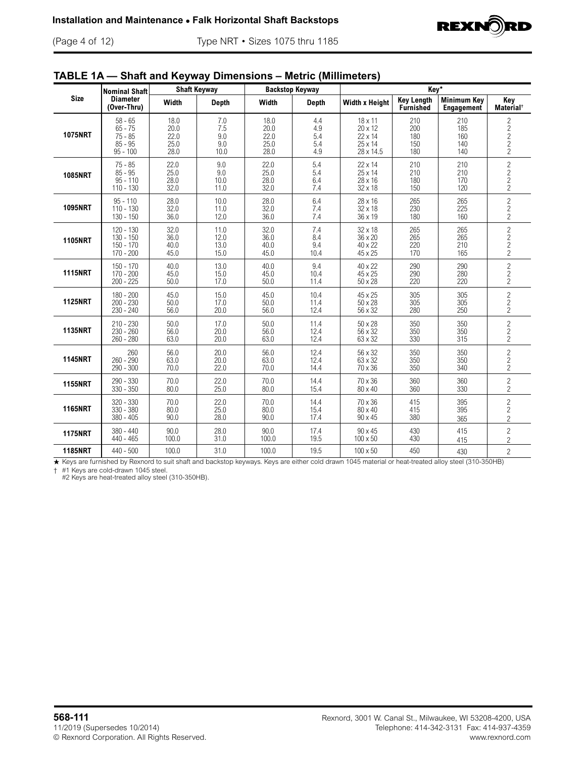## TABLE 1A — Shaft and Keyway Dimensions – Metric (Millimeters)

| Size | Nominal Shaft Diameter (Over-Thru) | Shaft Keyway | | Backstop Keyway | | Key★ | | | |
|---|---|---|---|---|---|---|---|---|---|
| | | Width | Depth | Width | Depth | Width x Height | Key Length Furnished | Minimum Key Engagement | Key Material† |
| 1075NRT | 58 - 65 | 18.0 | 7.0 | 18.0 | 4.4 | 18 x 11 | 210 | 210 | 2 |
| | 65 - 75 | 20.0 | 7.5 | 20.0 | 4.9 | 20 x 12 | 200 | 185 | 2 |
| | 75 - 85 | 22.0 | 9.0 | 22.0 | 5.4 | 22 x 14 | 180 | 160 | 2 |
| | 85 - 95 | 25.0 | 9.0 | 25.0 | 5.4 | 25 x 14 | 150 | 140 | 2 |
| | 95 - 100 | 28.0 | 10.0 | 28.0 | 4.9 | 28 x 14.5 | 180 | 140 | 2 |
| 1085NRT | 75 - 85 | 22.0 | 9.0 | 22.0 | 5.4 | 22 x 14 | 210 | 210 | 2 |
| | 85 - 95 | 25.0 | 9.0 | 25.0 | 5.4 | 25 x 14 | 210 | 210 | 2 |
| | 95 - 110 | 28.0 | 10.0 | 28.0 | 6.4 | 28 x 16 | 180 | 170 | 2 |
| | 110 - 130 | 32.0 | 11.0 | 32.0 | 7.4 | 32 x 18 | 150 | 120 | 2 |
| 1095NRT | 95 - 110 | 28.0 | 10.0 | 28.0 | 6.4 | 28 x 16 | 265 | 265 | 2 |
| | 110 - 130 | 32.0 | 11.0 | 32.0 | 7.4 | 32 x 18 | 230 | 225 | 2 |
| | 130 - 150 | 36.0 | 12.0 | 36.0 | 7.4 | 36 x 19 | 180 | 160 | 2 |
| 1105NRT | 120 - 130 | 32.0 | 11.0 | 32.0 | 7.4 | 32 x 18 | 265 | 265 | 2 |
| | 130 - 150 | 36.0 | 12.0 | 36.0 | 8.4 | 36 x 20 | 265 | 265 | 2 |
| | 150 - 170 | 40.0 | 13.0 | 40.0 | 9.4 | 40 x 22 | 220 | 210 | 2 |
| | 170 - 200 | 45.0 | 15.0 | 45.0 | 10.4 | 45 x 25 | 170 | 165 | 2 |
| 1115NRT | 150 - 170 | 40.0 | 13.0 | 40.0 | 9.4 | 40 x 22 | 290 | 290 | 2 |
| | 170 - 200 | 45.0 | 15.0 | 45.0 | 10.4 | 45 x 25 | 290 | 280 | 2 |
| | 200 - 225 | 50.0 | 17.0 | 50.0 | 11.4 | 50 x 28 | 220 | 220 | 2 |
| 1125NRT | 180 - 200 | 45.0 | 15.0 | 45.0 | 10.4 | 45 x 25 | 305 | 305 | 2 |
| | 200 - 230 | 50.0 | 17.0 | 50.0 | 11.4 | 50 x 28 | 305 | 305 | 2 |
| | 230 - 240 | 56.0 | 20.0 | 56.0 | 12.4 | 56 x 32 | 280 | 250 | 2 |
| 1135NRT | 210 - 230 | 50.0 | 17.0 | 50.0 | 11.4 | 50 x 28 | 350 | 350 | 2 |
| | 230 - 260 | 56.0 | 20.0 | 56.0 | 12.4 | 56 x 32 | 350 | 350 | 2 |
| | 260 - 280 | 63.0 | 20.0 | 63.0 | 12.4 | 63 x 32 | 330 | 315 | 2 |
| 1145NRT | 260 | 56.0 | 20.0 | 56.0 | 12.4 | 56 x 32 | 350 | 350 | 2 |
| | 260 - 290 | 63.0 | 20.0 | 63.0 | 12.4 | 63 x 32 | 350 | 350 | 2 |
| | 290 - 300 | 70.0 | 22.0 | 70.0 | 14.4 | 70 x 36 | 350 | 340 | 2 |
| 1155NRT | 290 - 330 | 70.0 | 22.0 | 70.0 | 14.4 | 70 x 36 | 360 | 360 | 2 |
| | 330 - 350 | 80.0 | 25.0 | 80.0 | 15.4 | 80 x 40 | 360 | 330 | 2 |
| 1165NRT | 320 - 330 | 70.0 | 22.0 | 70.0 | 14.4 | 70 x 36 | 415 | 395 | 2 |
| | 330 - 380 | 80.0 | 25.0 | 80.0 | 15.4 | 80 x 40 | 415 | 395 | 2 |
| | 380 - 405 | 90.0 | 28.0 | 90.0 | 17.4 | 90 x 45 | 380 | 365 | 2 |
| 1175NRT | 380 - 440 | 90.0 | 28.0 | 90.0 | 17.4 | 90 x 45 | 430 | 415 | 2 |
| | 440 - 465 | 100.0 | 31.0 | 100.0 | 19.5 | 100 x 50 | 430 | 415 | 2 |
| 1185NRT | 440 - 500 | 100.0 | 31.0 | 100.0 | 19.5 | 100 x 50 | 450 | 430 | 2 |

★ Keys are furnished by Rexnord to suit shaft and backstop keyways. Keys are either cold drawn 1045 material or heat-treated alloy steel (310-350HB)

† #1 Keys are cold-drawn 1045 steel.
#2 Keys are heat-treated alloy steel (310-350HB).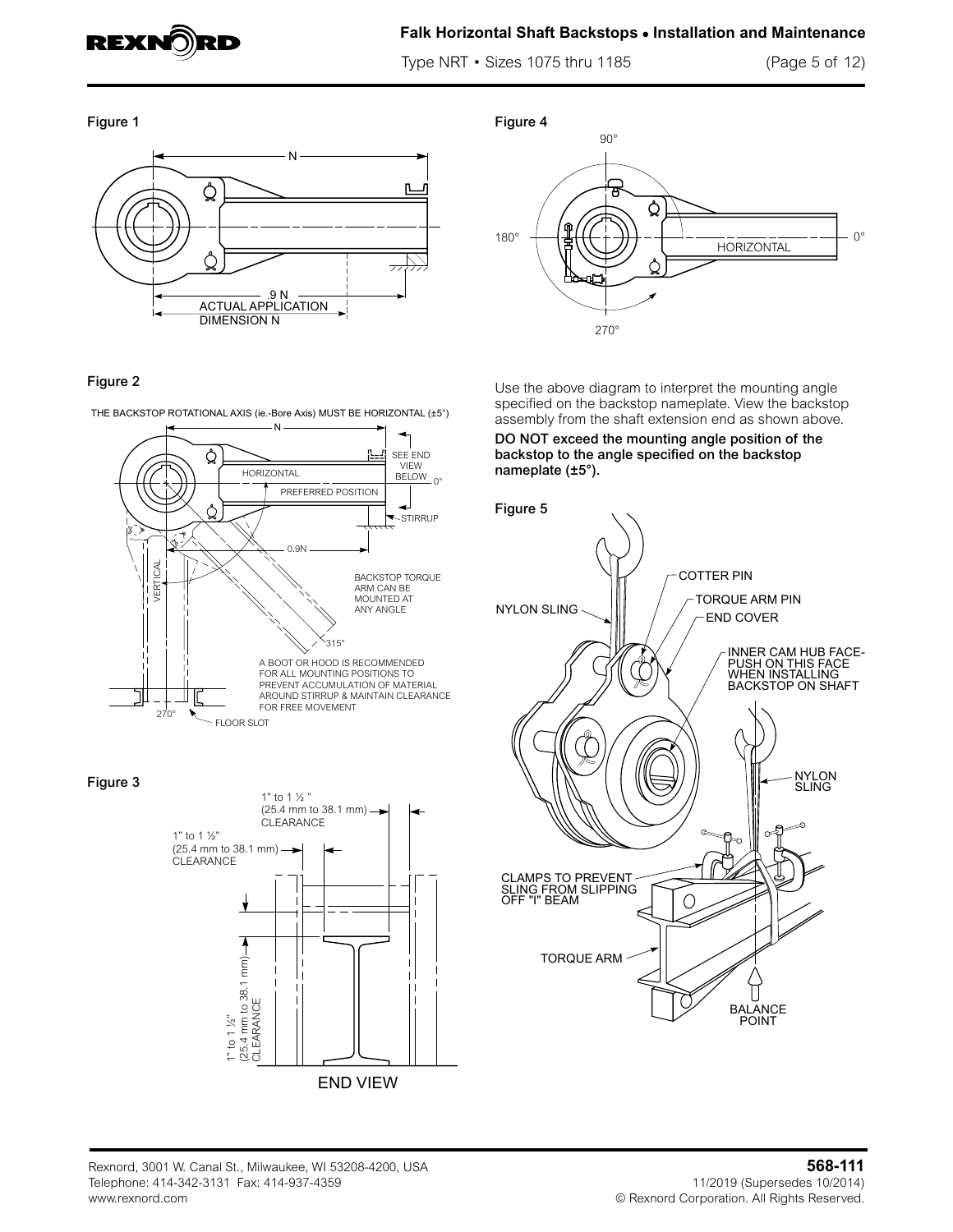Figure 1

N

.9 N
ACTUAL APPLICATION
DIMENSION N

Figure 2

THE BACKSTOP ROTATIONAL AXIS (ie.-Bore Axis) MUST BE HORIZONTAL (±5°)

N

HORIZONTAL

PREFERRED POSITION

SEE END VIEW BELOW

0°

STIRRUP

0.9N

VERTICAL

BACKSTOP TORQUE ARM CAN BE MOUNTED AT ANY ANGLE

315°

A BOOT OR HOOD IS RECOMMENDED FOR ALL MOUNTING POSITIONS TO PREVENT ACCUMULATION OF MATERIAL AROUND STIRRUP & MAINTAIN CLEARANCE FOR FREE MOVEMENT

270°

FLOOR SLOT

Figure 3

1" to 1 ½" (25.4 mm to 38.1 mm) CLEARANCE

1" to 1 ½" (25.4 mm to 38.1 mm) CLEARANCE

1" to 1 ½" (25.4 mm to 38.1 mm) CLEARANCE

END VIEW

Figure 4

90°

180°

0°

HORIZONTAL

270°

Use the above diagram to interpret the mounting angle specified on the backstop nameplate. View the backstop assembly from the shaft extension end as shown above.

**DO NOT exceed the mounting angle position of the backstop to the angle specified on the backstop nameplate (±5°).**

Figure 5

COTTER PIN

TORQUE ARM PIN

NYLON SLING

END COVER

INNER CAM HUB FACE-PUSH ON THIS FACE WHEN INSTALLING BACKSTOP ON SHAFT

NYLON SLING

CLAMPS TO PREVENT SLING FROM SLIPPING OFF "I" BEAM

TORQUE ARM

BALANCE POINT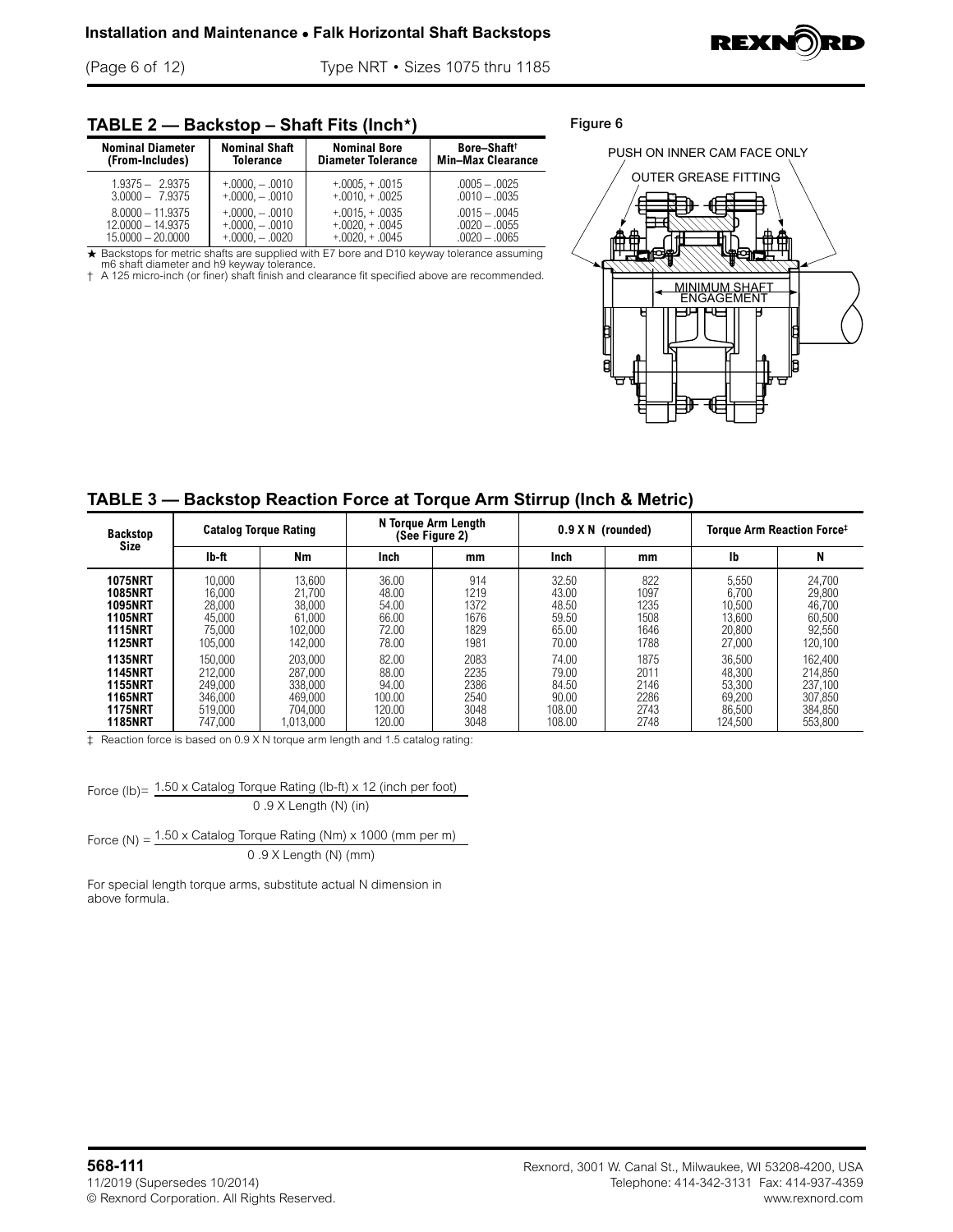## TABLE 2 — Backstop – Shaft Fits (Inch★)

| Nominal Diameter (From-Includes) | Nominal Shaft Tolerance | Nominal Bore Diameter Tolerance | Bore–Shaft† Min–Max Clearance |
|---|---|---|---|
| 1.9375 – 2.9375 | +.0000, – .0010 | +.0005, + .0015 | .0005 – .0025 |
| 3.0000 – 7.9375 | +.0000, – .0010 | +.0010, + .0025 | .0010 – .0035 |
| 8.0000 – 11.9375 | +.0000, – .0010 | +.0015, + .0035 | .0015 – .0045 |
| 12.0000 – 14.9375 | +.0000, – .0010 | +.0020, + .0045 | .0020 – .0055 |
| 15.0000 – 20.0000 | +.0000, – .0020 | +.0020, + .0045 | .0020 – .0065 |

★ Backstops for metric shafts are supplied with E7 bore and D10 keyway tolerance assuming m6 shaft diameter and h9 keyway tolerance.

† A 125 micro-inch (or finer) shaft finish and clearance fit specified above are recommended.

Figure 6

PUSH ON INNER CAM FACE ONLY

OUTER GREASE FITTING

MINIMUM SHAFT ENGAGEMENT

## TABLE 3 — Backstop Reaction Force at Torque Arm Stirrup (Inch & Metric)

| Backstop Size | Catalog Torque Rating | | N Torque Arm Length (See Figure 2) | | 0.9 X N (rounded) | | Torque Arm Reaction Force‡ | |
|---|---|---|---|---|---|---|---|---|
| | lb-ft | Nm | Inch | mm | Inch | mm | lb | N |
| **1075NRT** | 10,000 | 13,600 | 36.00 | 914 | 32.50 | 822 | 5,550 | 24,700 |
| **1085NRT** | 16,000 | 21,700 | 48.00 | 1219 | 43.00 | 1097 | 6,700 | 29,800 |
| **1095NRT** | 28,000 | 38,000 | 54.00 | 1372 | 48.50 | 1235 | 10,500 | 46,700 |
| **1105NRT** | 45,000 | 61,000 | 66.00 | 1676 | 59.50 | 1508 | 13,600 | 60,500 |
| **1115NRT** | 75,000 | 102,000 | 72.00 | 1829 | 65.00 | 1646 | 20,800 | 92,550 |
| **1125NRT** | 105,000 | 142,000 | 78.00 | 1981 | 70.00 | 1788 | 27,000 | 120,100 |
| **1135NRT** | 150,000 | 203,000 | 82.00 | 2083 | 74.00 | 1875 | 36,500 | 162,400 |
| **1145NRT** | 212,000 | 287,000 | 88.00 | 2235 | 79.00 | 2011 | 48,300 | 214,850 |
| **1155NRT** | 249,000 | 338,000 | 94.00 | 2386 | 84.50 | 2146 | 53,300 | 237,100 |
| **1165NRT** | 346,000 | 469,000 | 100.00 | 2540 | 90.00 | 2286 | 69,200 | 307,850 |
| **1175NRT** | 519,000 | 704,000 | 120.00 | 3048 | 108.00 | 2743 | 86,500 | 384,850 |
| **1185NRT** | 747,000 | 1,013,000 | 120.00 | 3048 | 108.00 | 2748 | 124,500 | 553,800 |

‡ Reaction force is based on 0.9 X N torque arm length and 1.5 catalog rating:

$$\text{Force (lb)} = \frac{1.50 \times \text{Catalog Torque Rating (lb-ft)} \times 12 \text{ (inch per foot)}}{0.9 \times \text{Length (N) (in)}}$$

$$\text{Force (N)} = \frac{1.50 \times \text{Catalog Torque Rating (Nm)} \times 1000 \text{ (mm per m)}}{0.9 \times \text{Length (N) (mm)}}$$

For special length torque arms, substitute actual N dimension in above formula.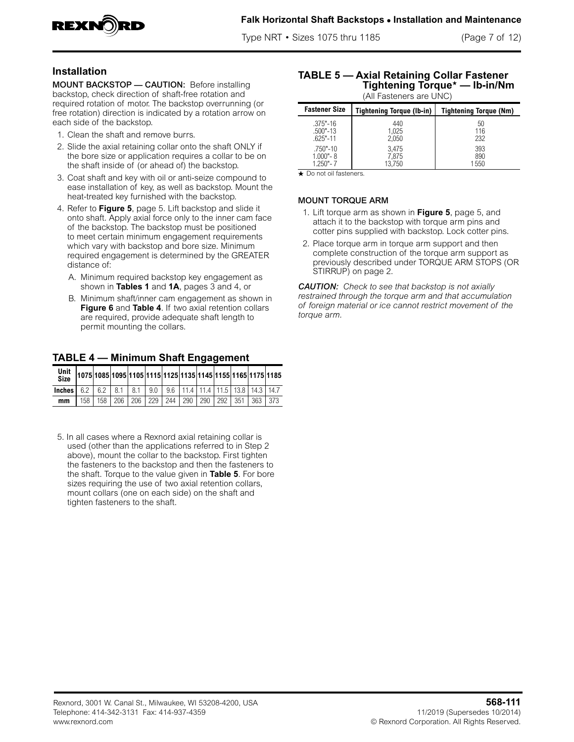## Installation

**MOUNT BACKSTOP — CAUTION:** Before installing backstop, check direction of shaft-free rotation and required rotation of motor. The backstop overrunning (or free rotation) direction is indicated by a rotation arrow on each side of the backstop.

1. Clean the shaft and remove burrs.
2. Slide the axial retaining collar onto the shaft ONLY if the bore size or application requires a collar to be on the shaft inside of (or ahead of) the backstop.
3. Coat shaft and key with oil or anti-seize compound to ease installation of key, as well as backstop. Mount the heat-treated key furnished with the backstop.
4. Refer to **Figure 5**, page 5. Lift backstop and slide it onto shaft. Apply axial force only to the inner cam face of the backstop. The backstop must be positioned to meet certain minimum engagement requirements which vary with backstop and bore size. Minimum required engagement is determined by the GREATER distance of:
   A. Minimum required backstop key engagement as shown in **Tables 1** and **1A**, pages 3 and 4, or
   B. Minimum shaft/inner cam engagement as shown in **Figure 6** and **Table 4**. If two axial retention collars are required, provide adequate shaft length to permit mounting the collars.

### TABLE 4 — Minimum Shaft Engagement

| Unit Size | 1075 | 1085 | 1095 | 1105 | 1115 | 1125 | 1135 | 1145 | 1155 | 1165 | 1175 | 1185 |
|---|---|---|---|---|---|---|---|---|---|---|---|---|
| Inches | 6.2 | 6.2 | 8.1 | 8.1 | 9.0 | 9.6 | 11.4 | 11.4 | 11.5 | 13.8 | 14.3 | 14.7 |
| mm | 158 | 158 | 206 | 206 | 229 | 244 | 290 | 290 | 292 | 351 | 363 | 373 |

5. In all cases where a Rexnord axial retaining collar is used (other than the applications referred to in Step 2 above), mount the collar to the backstop. First tighten the fasteners to the backstop and then the fasteners to the shaft. Torque to the value given in **Table 5**. For bore sizes requiring the use of two axial retention collars, mount collars (one on each side) on the shaft and tighten fasteners to the shaft.

### TABLE 5 — Axial Retaining Collar Fastener Tightening Torque★ — lb-in/Nm

(All Fasteners are UNC)

| Fastener Size | Tightening Torque (lb-in) | Tightening Torque (Nm) |
|---|---|---|
| .375"-16 | 440 | 50 |
| .500"-13 | 1,025 | 116 |
| .625"-11 | 2,050 | 232 |
| .750"-10 | 3,475 | 393 |
| 1.000"- 8 | 7,875 | 890 |
| 1.250"- 7 | 13,750 | 1550 |

★ Do not oil fasteners.

**MOUNT TORQUE ARM**

1. Lift torque arm as shown in **Figure 5**, page 5, and attach it to the backstop with torque arm pins and cotter pins supplied with backstop. Lock cotter pins.
2. Place torque arm in torque arm support and then complete construction of the torque arm support as previously described under TORQUE ARM STOPS (OR STIRRUP) on page 2.

***CAUTION:*** *Check to see that backstop is not axially restrained through the torque arm and that accumulation of foreign material or ice cannot restrict movement of the torque arm.*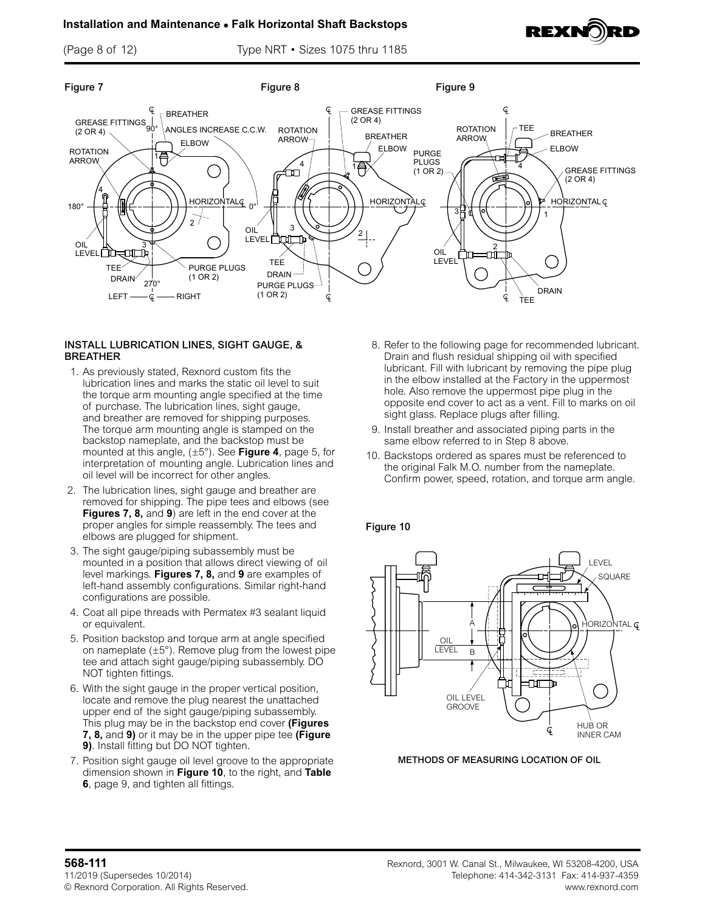Figure 7

Figure 8

Figure 9

Figure 10

METHODS OF MEASURING LOCATION OF OIL

## INSTALL LUBRICATION LINES, SIGHT GAUGE, & BREATHER

1. As previously stated, Rexnord custom fits the lubrication lines and marks the static oil level to suit the torque arm mounting angle specified at the time of purchase. The lubrication lines, sight gauge, and breather are removed for shipping purposes. The torque arm mounting angle is stamped on the backstop nameplate, and the backstop must be mounted at this angle, (±5°). See **Figure 4**, page 5, for interpretation of mounting angle. Lubrication lines and oil level will be incorrect for other angles.
2. The lubrication lines, sight gauge and breather are removed for shipping. The pipe tees and elbows (see **Figures 7, 8,** and **9**) are left in the end cover at the proper angles for simple reassembly. The tees and elbows are plugged for shipment.
3. The sight gauge/piping subassembly must be mounted in a position that allows direct viewing of oil level markings. **Figures 7, 8,** and **9** are examples of left-hand assembly configurations. Similar right-hand configurations are possible.
4. Coat all pipe threads with Permatex #3 sealant liquid or equivalent.
5. Position backstop and torque arm at angle specified on nameplate (±5°). Remove plug from the lowest pipe tee and attach sight gauge/piping subassembly. DO NOT tighten fittings.
6. With the sight gauge in the proper vertical position, locate and remove the plug nearest the unattached upper end of the sight gauge/piping subassembly. This plug may be in the backstop end cover **(Figures 7, 8,** and **9)** or it may be in the upper pipe tee **(Figure 9)**. Install fitting but DO NOT tighten.
7. Position sight gauge oil level groove to the appropriate dimension shown in **Figure 10**, to the right, and **Table 6**, page 9, and tighten all fittings.
8. Refer to the following page for recommended lubricant. Drain and flush residual shipping oil with specified lubricant. Fill with lubricant by removing the pipe plug in the elbow installed at the Factory in the uppermost hole. Also remove the uppermost pipe plug in the opposite end cover to act as a vent. Fill to marks on oil sight glass. Replace plugs after filling.
9. Install breather and associated piping parts in the same elbow referred to in Step 8 above.
10. Backstops ordered as spares must be referenced to the original Falk M.O. number from the nameplate. Confirm power, speed, rotation, and torque arm angle.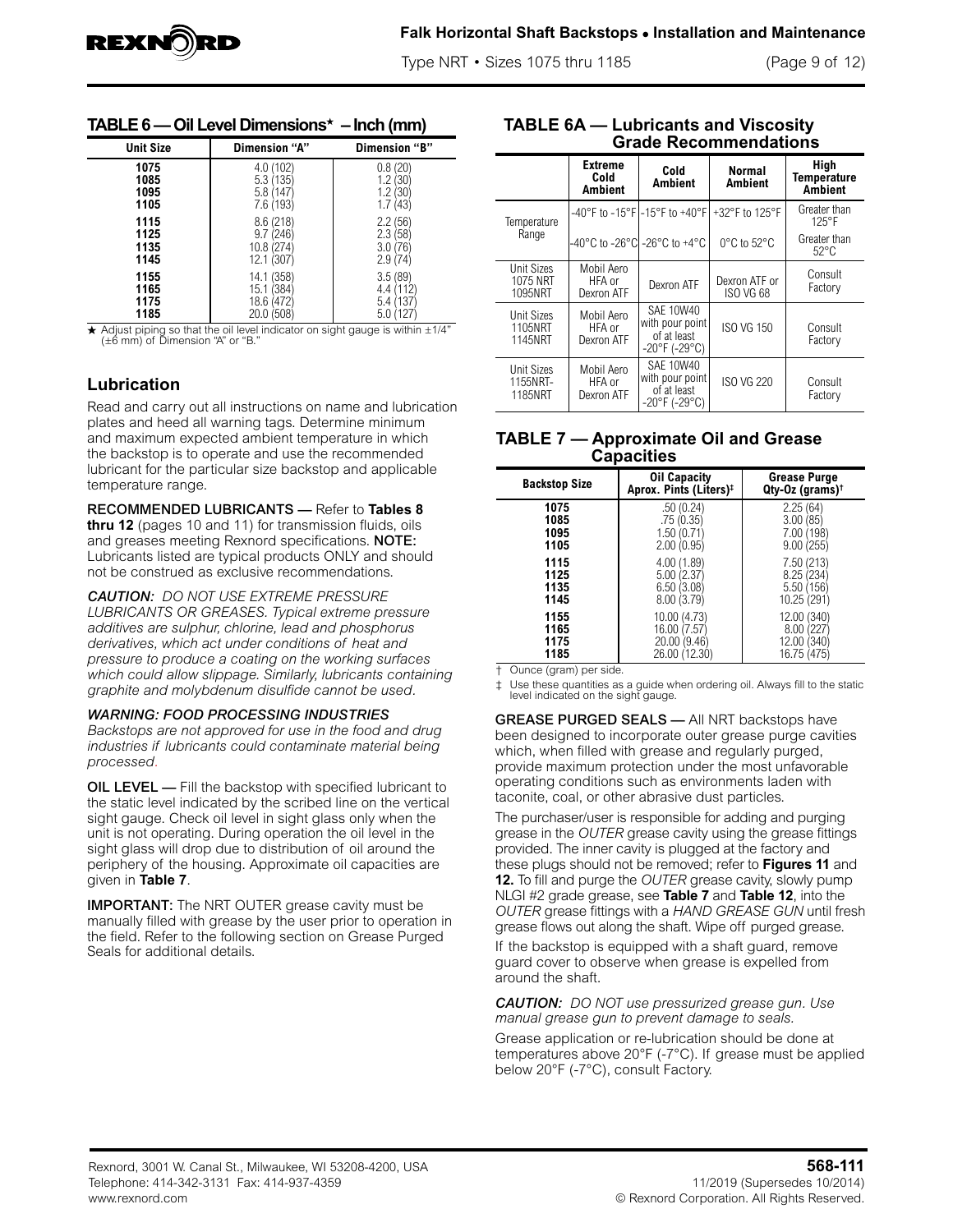## TABLE 6 — Oil Level Dimensions★ – Inch (mm)

| Unit Size | Dimension "A" | Dimension "B" |
|---|---|---|
| 1075 | 4.0 (102) | 0.8 (20) |
| 1085 | 5.3 (135) | 1.2 (30) |
| 1095 | 5.8 (147) | 1.2 (30) |
| 1105 | 7.6 (193) | 1.7 (43) |
| 1115 | 8.6 (218) | 2.2 (56) |
| 1125 | 9.7 (246) | 2.3 (58) |
| 1135 | 10.8 (274) | 3.0 (76) |
| 1145 | 12.1 (307) | 2.9 (74) |
| 1155 | 14.1 (358) | 3.5 (89) |
| 1165 | 15.1 (384) | 4.4 (112) |
| 1175 | 18.6 (472) | 5.4 (137) |
| 1185 | 20.0 (508) | 5.0 (127) |

★ Adjust piping so that the oil level indicator on sight gauge is within ±1/4" (±6 mm) of Dimension "A" or "B."

## Lubrication

Read and carry out all instructions on name and lubrication plates and heed all warning tags. Determine minimum and maximum expected ambient temperature in which the backstop is to operate and use the recommended lubricant for the particular size backstop and applicable temperature range.

**RECOMMENDED LUBRICANTS —** Refer to **Tables 8 thru 12** (pages 10 and 11) for transmission fluids, oils and greases meeting Rexnord specifications. **NOTE:** Lubricants listed are typical products ONLY and should not be construed as exclusive recommendations.

***CAUTION:*** *DO NOT USE EXTREME PRESSURE LUBRICANTS OR GREASES. Typical extreme pressure additives are sulphur, chlorine, lead and phosphorus derivatives, which act under conditions of heat and pressure to produce a coating on the working surfaces which could allow slippage. Similarly, lubricants containing graphite and molybdenum disulfide cannot be used.*

***WARNING: FOOD PROCESSING INDUSTRIES***
*Backstops are not approved for use in the food and drug industries if lubricants could contaminate material being processed.*

**OIL LEVEL —** Fill the backstop with specified lubricant to the static level indicated by the scribed line on the vertical sight gauge. Check oil level in sight glass only when the unit is not operating. During operation the oil level in the sight glass will drop due to distribution of oil around the periphery of the housing. Approximate oil capacities are given in **Table 7**.

**IMPORTANT:** The NRT OUTER grease cavity must be manually filled with grease by the user prior to operation in the field. Refer to the following section on Grease Purged Seals for additional details.

## TABLE 6A — Lubricants and Viscosity Grade Recommendations

| | Extreme Cold Ambient | Cold Ambient | Normal Ambient | High Temperature Ambient |
|---|---|---|---|---|
| Temperature Range | -40°F to -15°F | -15°F to +40°F | +32°F to 125°F | Greater than 125°F |
| | -40°C to -26°C | -26°C to +4°C | 0°C to 52°C | Greater than 52°C |
| Unit Sizes 1075 NRT 1095NRT | Mobil Aero HFA or Dexron ATF | Dexron ATF | Dexron ATF or ISO VG 68 | Consult Factory |
| Unit Sizes 1105NRT 1145NRT | Mobil Aero HFA or Dexron ATF | SAE 10W40 with pour point of at least -20°F (-29°C) | ISO VG 150 | Consult Factory |
| Unit Sizes 1155NRT-1185NRT | Mobil Aero HFA or Dexron ATF | SAE 10W40 with pour point of at least -20°F (-29°C) | ISO VG 220 | Consult Factory |

## TABLE 7 — Approximate Oil and Grease Capacities

| Backstop Size | Oil Capacity Aprox. Pints (Liters)‡ | Grease Purge Qty-Oz (grams)† |
|---|---|---|
| 1075 | .50 (0.24) | 2.25 (64) |
| 1085 | .75 (0.35) | 3.00 (85) |
| 1095 | 1.50 (0.71) | 7.00 (198) |
| 1105 | 2.00 (0.95) | 9.00 (255) |
| 1115 | 4.00 (1.89) | 7.50 (213) |
| 1125 | 5.00 (2.37) | 8.25 (234) |
| 1135 | 6.50 (3.08) | 5.50 (156) |
| 1145 | 8.00 (3.79) | 10.25 (291) |
| 1155 | 10.00 (4.73) | 12.00 (340) |
| 1165 | 16.00 (7.57) | 8.00 (227) |
| 1175 | 20.00 (9.46) | 12.00 (340) |
| 1185 | 26.00 (12.30) | 16.75 (475) |

† Ounce (gram) per side.

‡ Use these quantities as a guide when ordering oil. Always fill to the static level indicated on the sight gauge.

**GREASE PURGED SEALS —** All NRT backstops have been designed to incorporate outer grease purge cavities which, when filled with grease and regularly purged, provide maximum protection under the most unfavorable operating conditions such as environments laden with taconite, coal, or other abrasive dust particles.

The purchaser/user is responsible for adding and purging grease in the *OUTER* grease cavity using the grease fittings provided. The inner cavity is plugged at the factory and these plugs should not be removed; refer to **Figures 11** and **12.** To fill and purge the *OUTER* grease cavity, slowly pump NLGI #2 grade grease, see **Table 7** and **Table 12**, into the *OUTER* grease fittings with a *HAND GREASE GUN* until fresh grease flows out along the shaft. Wipe off purged grease.

If the backstop is equipped with a shaft guard, remove guard cover to observe when grease is expelled from around the shaft.

***CAUTION:*** *DO NOT use pressurized grease gun. Use manual grease gun to prevent damage to seals.*

Grease application or re-lubrication should be done at temperatures above 20°F (-7°C). If grease must be applied below 20°F (-7°C), consult Factory.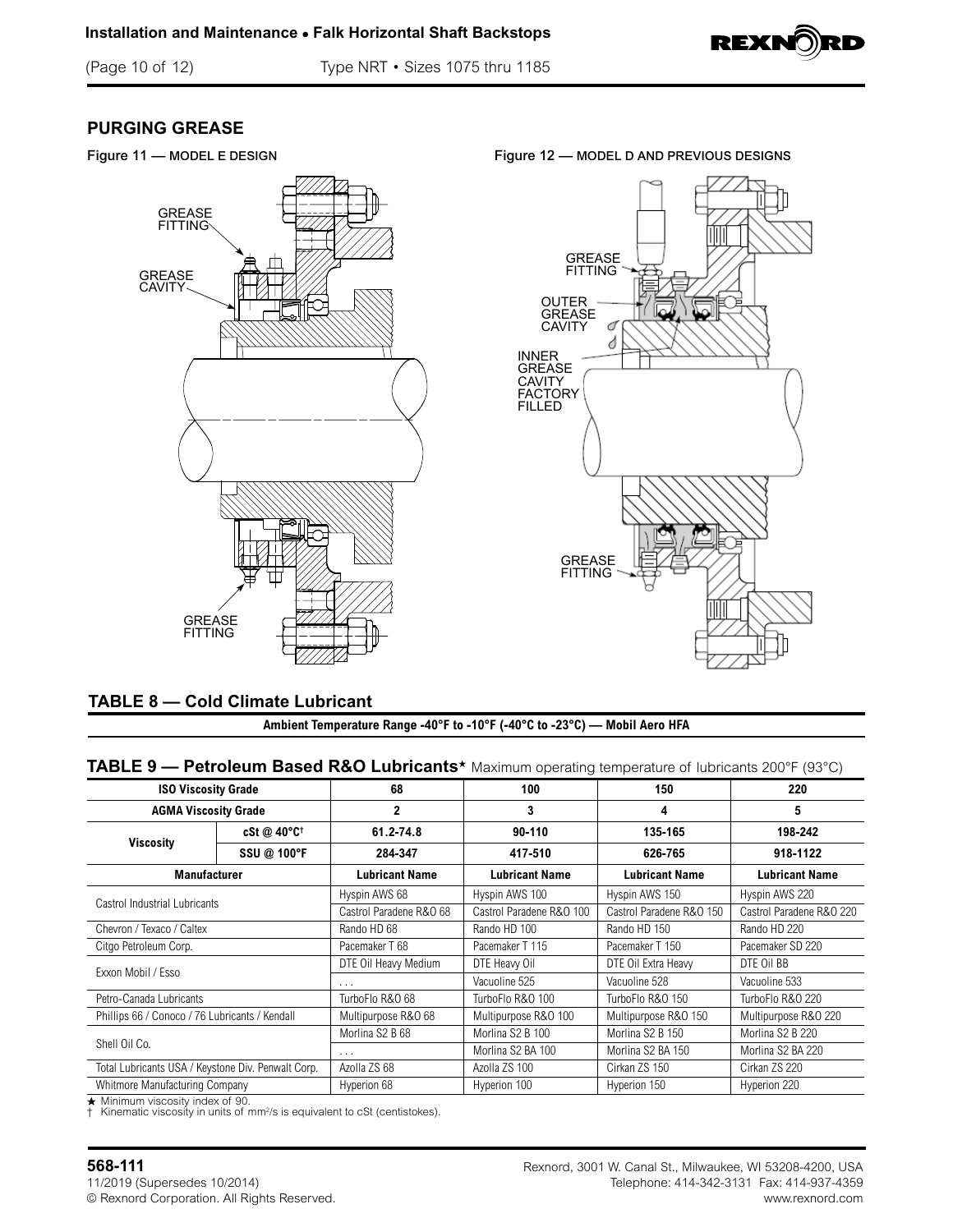## PURGING GREASE

Figure 11 — MODEL E DESIGN

GREASE FITTING

GREASE CAVITY

GREASE FITTING

Figure 12 — MODEL D AND PREVIOUS DESIGNS

GREASE FITTING

OUTER GREASE CAVITY

INNER GREASE CAVITY FACTORY FILLED

GREASE FITTING

## TABLE 8 — Cold Climate Lubricant

**Ambient Temperature Range -40°F to -10°F (-40°C to -23°C) — Mobil Aero HFA**

## TABLE 9 — Petroleum Based R&O Lubricants★ Maximum operating temperature of lubricants 200°F (93°C)

| ISO Viscosity Grade | | 68 | 100 | 150 | 220 |
|---|---|---|---|---|---|
| AGMA Viscosity Grade | | 2 | 3 | 4 | 5 |
| Viscosity | cSt @ 40°C† | 61.2-74.8 | 90-110 | 135-165 | 198-242 |
| | SSU @ 100°F | 284-347 | 417-510 | 626-765 | 918-1122 |
| Manufacturer | | Lubricant Name | Lubricant Name | Lubricant Name | Lubricant Name |
| Castrol Industrial Lubricants | | Hyspin AWS 68 | Hyspin AWS 100 | Hyspin AWS 150 | Hyspin AWS 220 |
| | | Castrol Paradene R&O 68 | Castrol Paradene R&O 100 | Castrol Paradene R&O 150 | Castrol Paradene R&O 220 |
| Chevron / Texaco / Caltex | | Rando HD 68 | Rando HD 100 | Rando HD 150 | Rando HD 220 |
| Citgo Petroleum Corp. | | Pacemaker T 68 | Pacemaker T 115 | Pacemaker T 150 | Pacemaker SD 220 |
| Exxon Mobil / Esso | | DTE Oil Heavy Medium | DTE Heavy Oil | DTE Oil Extra Heavy | DTE Oil BB |
| | | ... | Vacuoline 525 | Vacuoline 528 | Vacuoline 533 |
| Petro-Canada Lubricants | | TurboFlo R&O 68 | TurboFlo R&O 100 | TurboFlo R&O 150 | TurboFlo R&O 220 |
| Phillips 66 / Conoco / 76 Lubricants / Kendall | | Multipurpose R&O 68 | Multipurpose R&O 100 | Multipurpose R&O 150 | Multipurpose R&O 220 |
| Shell Oil Co. | | Morlina S2 B 68 | Morlina S2 B 100 | Morlina S2 B 150 | Morlina S2 B 220 |
| | | ... | Morlina S2 BA 100 | Morlina S2 BA 150 | Morlina S2 BA 220 |
| Total Lubricants USA / Keystone Div. Penwalt Corp. | | Azolla ZS 68 | Azolla ZS 100 | Cirkan ZS 150 | Cirkan ZS 220 |
| Whitmore Manufacturing Company | | Hyperion 68 | Hyperion 100 | Hyperion 150 | Hyperion 220 |

★ Minimum viscosity index of 90.
† Kinematic viscosity in units of $mm^2/s$ is equivalent to cSt (centistokes).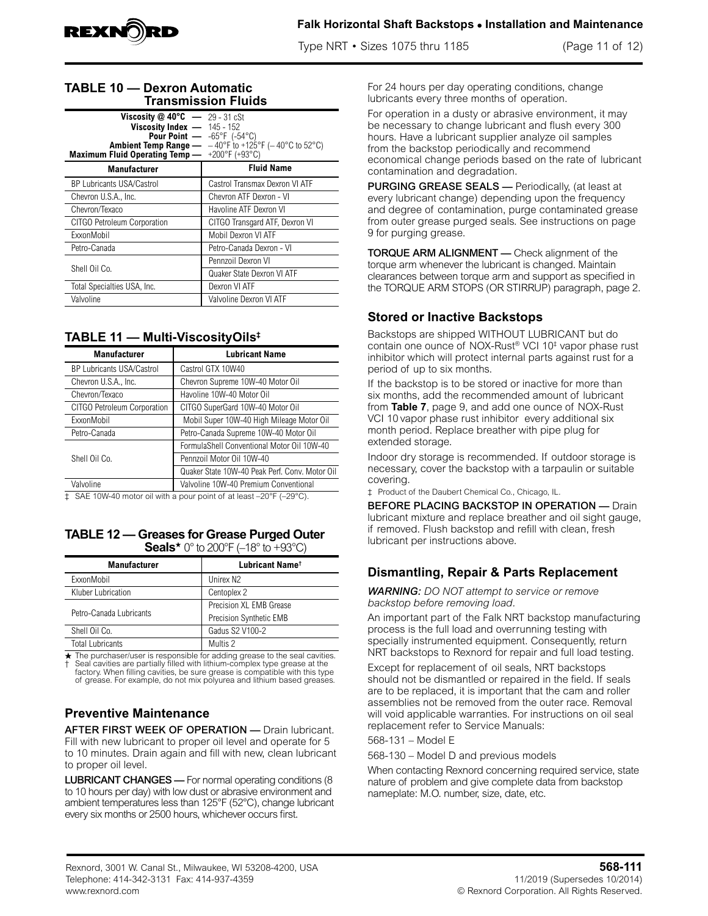## TABLE 10 — Dexron Automatic Transmission Fluids

**Viscosity @ 40°C** — 29 - 31 cSt
**Viscosity Index** — 145 - 152
**Pour Point** — -65°F (-54°C)
**Ambient Temp Range** — – 40°F to +125°F (– 40°C to 52°C)
**Maximum Fluid Operating Temp** — +200°F (+93°C)

| Manufacturer | Fluid Name |
|---|---|
| BP Lubricants USA/Castrol | Castrol Transmax Dexron VI ATF |
| Chevron U.S.A., Inc. | Chevron ATF Dexron - VI |
| Chevron/Texaco | Havoline ATF Dexron VI |
| CITGO Petroleum Corporation | CITGO Transgard ATF, Dexron VI |
| ExxonMobil | Mobil Dexron VI ATF |
| Petro-Canada | Petro-Canada Dexron - VI |
| Shell Oil Co. | Pennzoil Dexron VI |
| | Quaker State Dexron VI ATF |
| Total Specialties USA, Inc. | Dexron VI ATF |
| Valvoline | Valvoline Dexron VI ATF |

## TABLE 11 — Multi-ViscosityOils‡

| Manufacturer | Lubricant Name |
|---|---|
| BP Lubricants USA/Castrol | Castrol GTX 10W40 |
| Chevron U.S.A., Inc. | Chevron Supreme 10W-40 Motor Oil |
| Chevron/Texaco | Havoline 10W-40 Motor Oil |
| CITGO Petroleum Corporation | CITGO SuperGard 10W-40 Motor Oil |
| ExxonMobil | Mobil Super 10W-40 High Mileage Motor Oil |
| Petro-Canada | Petro-Canada Supreme 10W-40 Motor Oil |
| Shell Oil Co. | FormulaShell Conventional Motor Oil 10W-40 |
| | Pennzoil Motor Oil 10W-40 |
| | Quaker State 10W-40 Peak Perf. Conv. Motor Oil |
| Valvoline | Valvoline 10W-40 Premium Conventional |

‡ SAE 10W-40 motor oil with a pour point of at least –20°F (–29°C).

## TABLE 12 — Greases for Grease Purged Outer Seals★ 0° to 200°F (–18° to +93°C)

| Manufacturer | Lubricant Name† |
|---|---|
| ExxonMobil | Unirex N2 |
| Kluber Lubrication | Centoplex 2 |
| Petro-Canada Lubricants | Precision XL EMB Grease |
| | Precision Synthetic EMB |
| Shell Oil Co. | Gadus S2 V100-2 |
| Total Lubricants | Multis 2 |

★ The purchaser/user is responsible for adding grease to the seal cavities.
† Seal cavities are partially filled with lithium-complex type grease at the factory. When filling cavities, be sure grease is compatible with this type of grease. For example, do not mix polyurea and lithium based greases.

### Preventive Maintenance

**AFTER FIRST WEEK OF OPERATION —** Drain lubricant. Fill with new lubricant to proper oil level and operate for 5 to 10 minutes. Drain again and fill with new, clean lubricant to proper oil level.

**LUBRICANT CHANGES —** For normal operating conditions (8 to 10 hours per day) with low dust or abrasive environment and ambient temperatures less than 125°F (52°C), change lubricant every six months or 2500 hours, whichever occurs first.

For 24 hours per day operating conditions, change lubricants every three months of operation.

For operation in a dusty or abrasive environment, it may be necessary to change lubricant and flush every 300 hours. Have a lubricant supplier analyze oil samples from the backstop periodically and recommend economical change periods based on the rate of lubricant contamination and degradation.

**PURGING GREASE SEALS —** Periodically, (at least at every lubricant change) depending upon the frequency and degree of contamination, purge contaminated grease from outer grease purged seals. See instructions on page 9 for purging grease.

**TORQUE ARM ALIGNMENT —** Check alignment of the torque arm whenever the lubricant is changed. Maintain clearances between torque arm and support as specified in the TORQUE ARM STOPS (OR STIRRUP) paragraph, page 2.

### Stored or Inactive Backstops

Backstops are shipped WITHOUT LUBRICANT but do contain one ounce of NOX-Rust® VCI 10‡ vapor phase rust inhibitor which will protect internal parts against rust for a period of up to six months.

If the backstop is to be stored or inactive for more than six months, add the recommended amount of lubricant from **Table 7**, page 9, and add one ounce of NOX-Rust VCI 10 vapor phase rust inhibitor every additional six month period. Replace breather with pipe plug for extended storage.

Indoor dry storage is recommended. If outdoor storage is necessary, cover the backstop with a tarpaulin or suitable covering.

‡ Product of the Daubert Chemical Co., Chicago, IL.

**BEFORE PLACING BACKSTOP IN OPERATION —** Drain lubricant mixture and replace breather and oil sight gauge, if removed. Flush backstop and refill with clean, fresh lubricant per instructions above.

### Dismantling, Repair & Parts Replacement

***WARNING:*** *DO NOT attempt to service or remove backstop before removing load.*

An important part of the Falk NRT backstop manufacturing process is the full load and overrunning testing with specially instrumented equipment. Consequently, return NRT backstops to Rexnord for repair and full load testing.

Except for replacement of oil seals, NRT backstops should not be dismantled or repaired in the field. If seals are to be replaced, it is important that the cam and roller assemblies not be removed from the outer race. Removal will void applicable warranties. For instructions on oil seal replacement refer to Service Manuals:

568-131 – Model E

568-130 – Model D and previous models

When contacting Rexnord concerning required service, state nature of problem and give complete data from backstop nameplate: M.O. number, size, date, etc.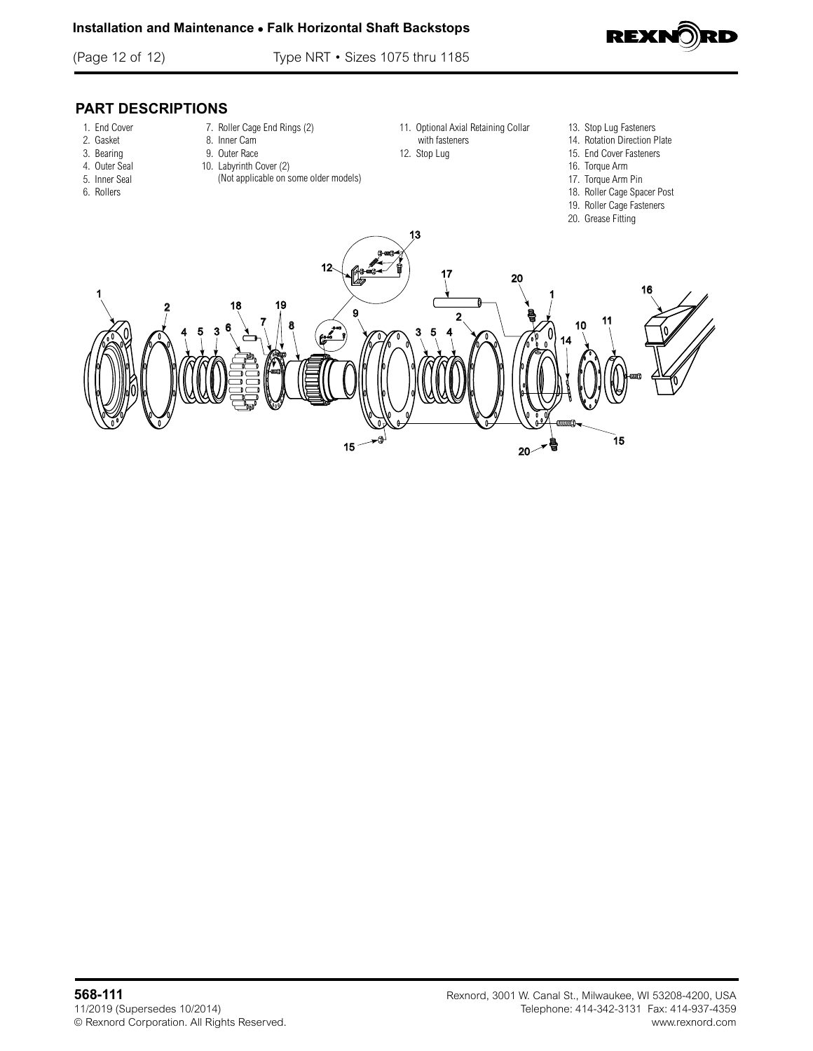## PART DESCRIPTIONS

1. End Cover
2. Gasket
3. Bearing
4. Outer Seal
5. Inner Seal
6. Rollers
7. Roller Cage End Rings (2)
8. Inner Cam
9. Outer Race
10. Labyrinth Cover (2) (Not applicable on some older models)
11. Optional Axial Retaining Collar with fasteners
12. Stop Lug
13. Stop Lug Fasteners
14. Rotation Direction Plate
15. End Cover Fasteners
16. Torque Arm
17. Torque Arm Pin
18. Roller Cage Spacer Post
19. Roller Cage Fasteners
20. Grease Fitting

**568-111**
11/2019 (Supersedes 10/2014)
© Rexnord Corporation. All Rights Reserved.

Rexnord, 3001 W. Canal St., Milwaukee, WI 53208-4200, USA
Telephone: 414-342-3131 Fax: 414-937-4359
www.rexnord.com